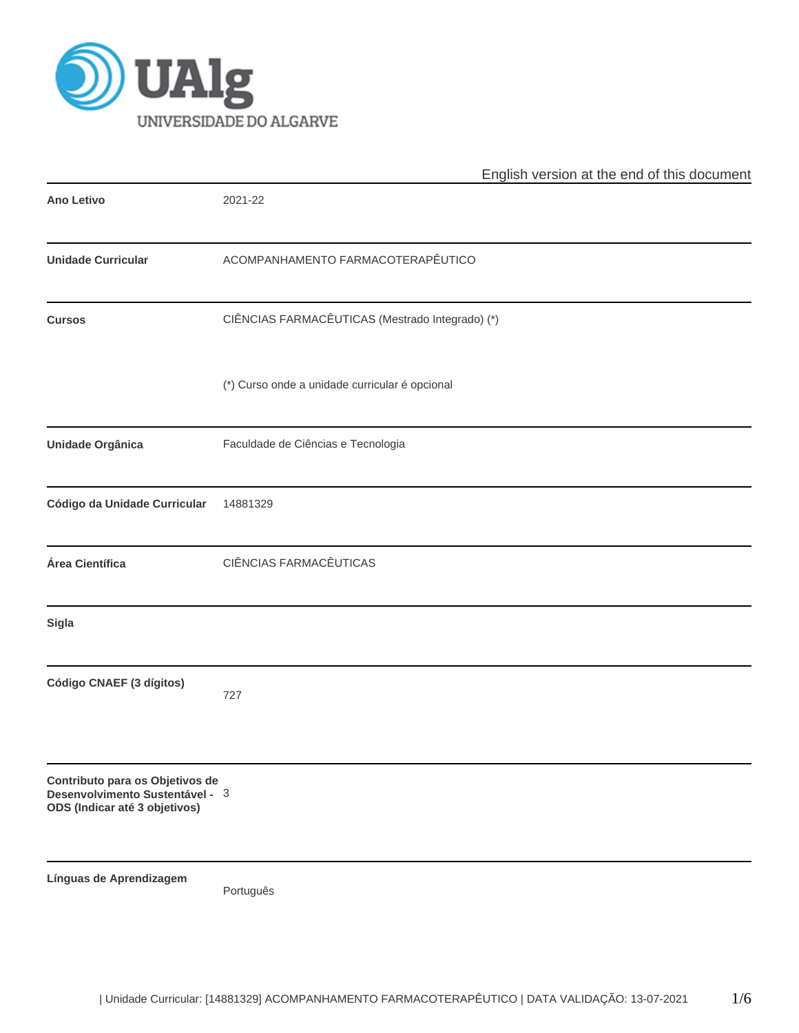UNIVERSIDADE DO ALGARVE

English version at the end of this document

| | |
|---|---|
| **Ano Letivo** | 2021-22 |
| **Unidade Curricular** | ACOMPANHAMENTO FARMACOTERAPÊUTICO |
| **Cursos** | CIÊNCIAS FARMACÊUTICAS (Mestrado Integrado) (*)<br><br>(*) Curso onde a unidade curricular é opcional |
| **Unidade Orgânica** | Faculdade de Ciências e Tecnologia |
| **Código da Unidade Curricular** | 14881329 |
| **Área Científica** | CIÊNCIAS FARMACÊUTICAS |
| **Sigla** | |
| **Código CNAEF (3 dígitos)** | 727 |
| **Contributo para os Objetivos de Desenvolvimento Sustentável - ODS (Indicar até 3 objetivos)** | 3 |
| **Línguas de Aprendizagem** | Português |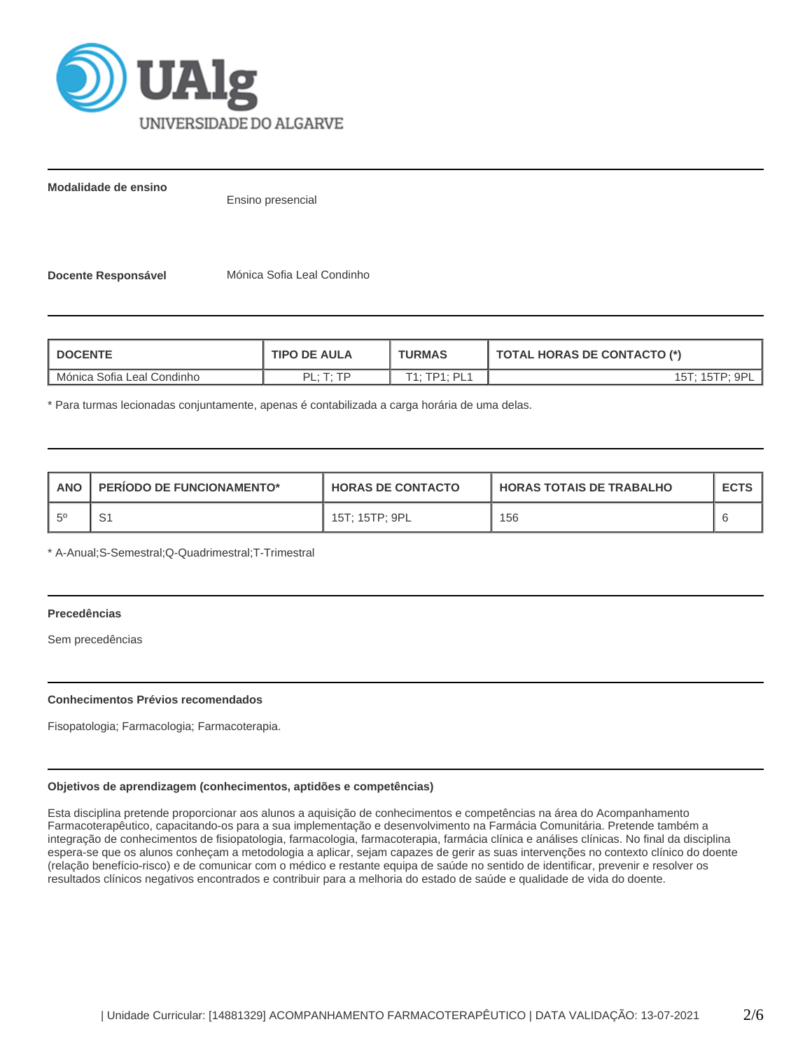**Modalidade de ensino**

Ensino presencial

**Docente Responsável** Mónica Sofia Leal Condinho

| DOCENTE | TIPO DE AULA | TURMAS | TOTAL HORAS DE CONTACTO (*) |
|---|---|---|---|
| Mónica Sofia Leal Condinho | PL; T; TP | T1; TP1; PL1 | 15T; 15TP; 9PL |

* Para turmas lecionadas conjuntamente, apenas é contabilizada a carga horária de uma delas.

| ANO | PERÍODO DE FUNCIONAMENTO* | HORAS DE CONTACTO | HORAS TOTAIS DE TRABALHO | ECTS |
|---|---|---|---|---|
| 5º | S1 | 15T; 15TP; 9PL | 156 | 6 |

* A-Anual;S-Semestral;Q-Quadrimestral;T-Trimestral

#### Precedências

Sem precedências

#### Conhecimentos Prévios recomendados

Fisopatologia; Farmacologia; Farmacoterapia.

#### Objetivos de aprendizagem (conhecimentos, aptidões e competências)

Esta disciplina pretende proporcionar aos alunos a aquisição de conhecimentos e competências na área do Acompanhamento Farmacoterapêutico, capacitando-os para a sua implementação e desenvolvimento na Farmácia Comunitária. Pretende também a integração de conhecimentos de fisiopatologia, farmacologia, farmacoterapia, farmácia clínica e análises clínicas. No final da disciplina espera-se que os alunos conheçam a metodologia a aplicar, sejam capazes de gerir as suas intervenções no contexto clínico do doente (relação benefício-risco) e de comunicar com o médico e restante equipa de saúde no sentido de identificar, prevenir e resolver os resultados clínicos negativos encontrados e contribuir para a melhoria do estado de saúde e qualidade de vida do doente.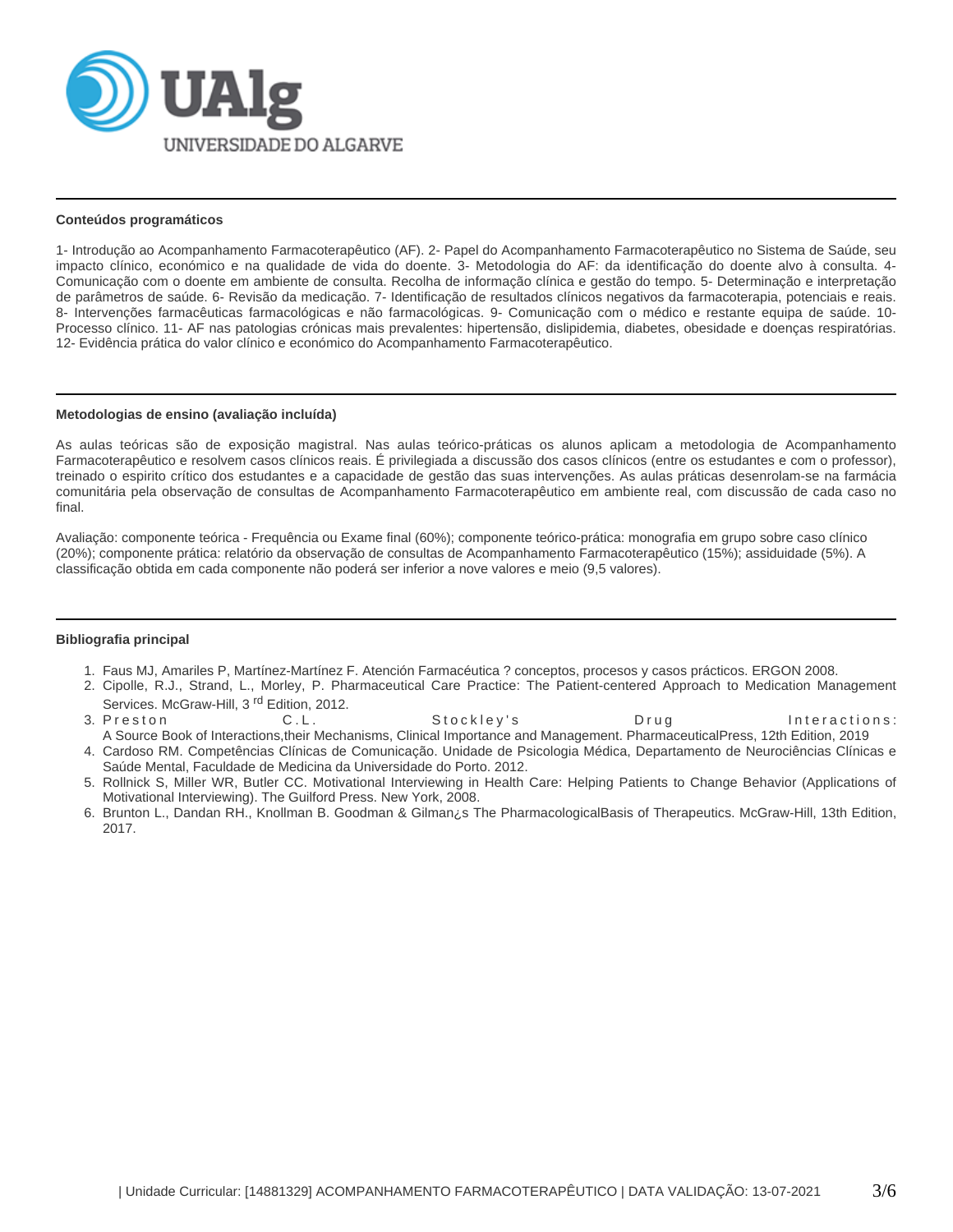### Conteúdos programáticos

1- Introdução ao Acompanhamento Farmacoterapêutico (AF). 2- Papel do Acompanhamento Farmacoterapêutico no Sistema de Saúde, seu impacto clínico, económico e na qualidade de vida do doente. 3- Metodologia do AF: da identificação do doente alvo à consulta. 4- Comunicação com o doente em ambiente de consulta. Recolha de informação clínica e gestão do tempo. 5- Determinação e interpretação de parâmetros de saúde. 6- Revisão da medicação. 7- Identificação de resultados clínicos negativos da farmacoterapia, potenciais e reais. 8- Intervenções farmacêuticas farmacológicas e não farmacológicas. 9- Comunicação com o médico e restante equipa de saúde. 10- Processo clínico. 11- AF nas patologias crónicas mais prevalentes: hipertensão, dislipidemia, diabetes, obesidade e doenças respiratórias. 12- Evidência prática do valor clínico e económico do Acompanhamento Farmacoterapêutico.

### Metodologias de ensino (avaliação incluída)

As aulas teóricas são de exposição magistral. Nas aulas teórico-práticas os alunos aplicam a metodologia de Acompanhamento Farmacoterapêutico e resolvem casos clínicos reais. É privilegiada a discussão dos casos clínicos (entre os estudantes e com o professor), treinado o espirito crítico dos estudantes e a capacidade de gestão das suas intervenções. As aulas práticas desenrolam-se na farmácia comunitária pela observação de consultas de Acompanhamento Farmacoterapêutico em ambiente real, com discussão de cada caso no final.

Avaliação: componente teórica - Frequência ou Exame final (60%); componente teórico-prática: monografia em grupo sobre caso clínico (20%); componente prática: relatório da observação de consultas de Acompanhamento Farmacoterapêutico (15%); assiduidade (5%). A classificação obtida em cada componente não poderá ser inferior a nove valores e meio (9,5 valores).

### Bibliografia principal

1. Faus MJ, Amariles P, Martínez-Martínez F. Atención Farmacéutica ? conceptos, procesos y casos prácticos. ERGON 2008.
2. Cipolle, R.J., Strand, L., Morley, P. Pharmaceutical Care Practice: The Patient-centered Approach to Medication Management Services. McGraw-Hill, 3rd Edition, 2012.
3. Preston C.L. Stockley's Drug Interactions: A Source Book of Interactions,their Mechanisms, Clinical Importance and Management. PharmaceuticalPress, 12th Edition, 2019
4. Cardoso RM. Competências Clínicas de Comunicação. Unidade de Psicologia Médica, Departamento de Neurociências Clínicas e Saúde Mental, Faculdade de Medicina da Universidade do Porto. 2012.
5. Rollnick S, Miller WR, Butler CC. Motivational Interviewing in Health Care: Helping Patients to Change Behavior (Applications of Motivational Interviewing). The Guilford Press. New York, 2008.
6. Brunton L., Dandan RH., Knollman B. Goodman & Gilman¿s The PharmacologicalBasis of Therapeutics. McGraw-Hill, 13th Edition, 2017.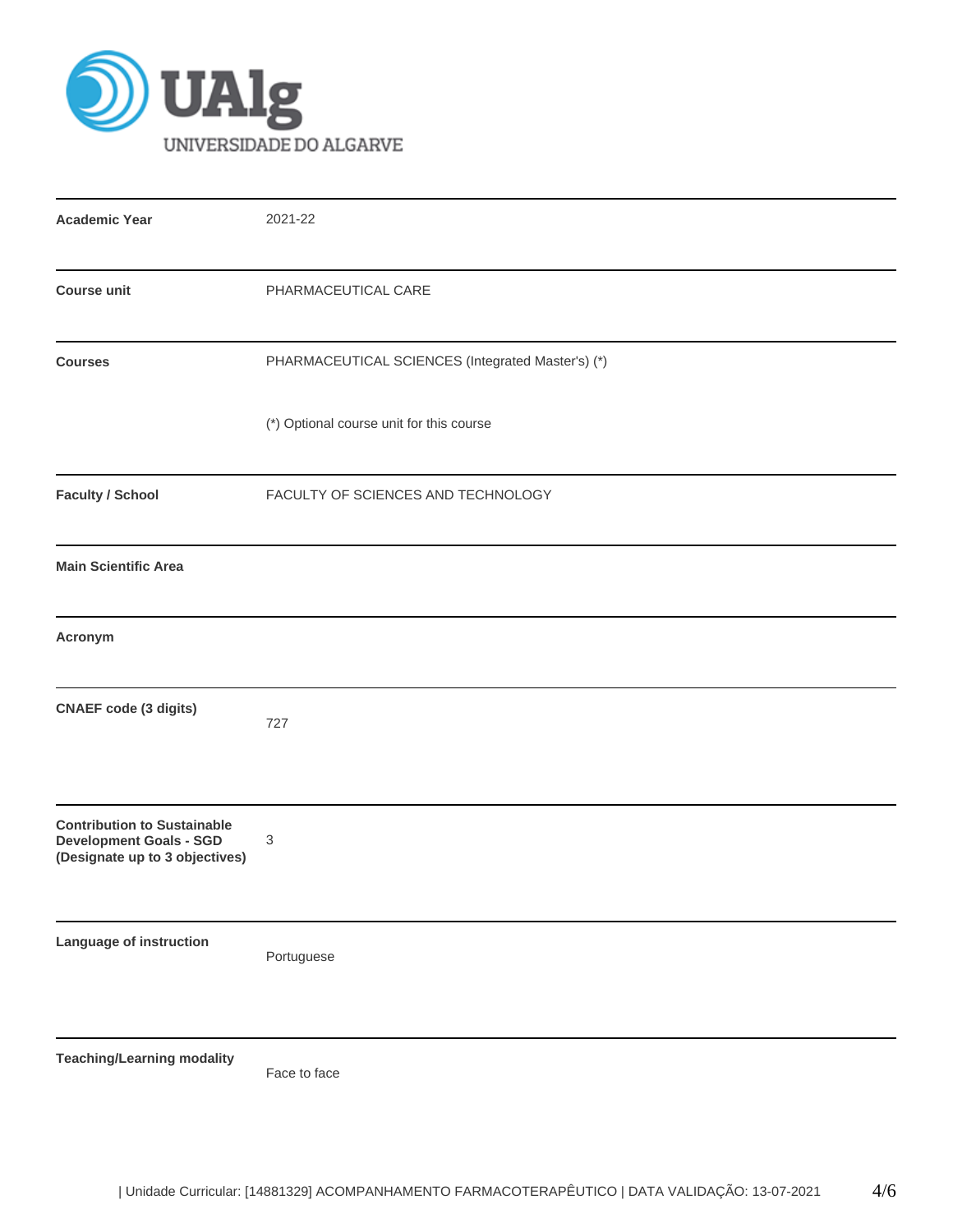UAlg UNIVERSIDADE DO ALGARVE

| | |
|---|---|
| **Academic Year** | 2021-22 |
| **Course unit** | PHARMACEUTICAL CARE |
| **Courses** | PHARMACEUTICAL SCIENCES (Integrated Master's) (*)<br><br>(*) Optional course unit for this course |
| **Faculty / School** | FACULTY OF SCIENCES AND TECHNOLOGY |
| **Main Scientific Area** | |
| **Acronym** | |
| **CNAEF code (3 digits)** | 727 |
| **Contribution to Sustainable Development Goals - SGD (Designate up to 3 objectives)** | 3 |
| **Language of instruction** | Portuguese |
| **Teaching/Learning modality** | Face to face |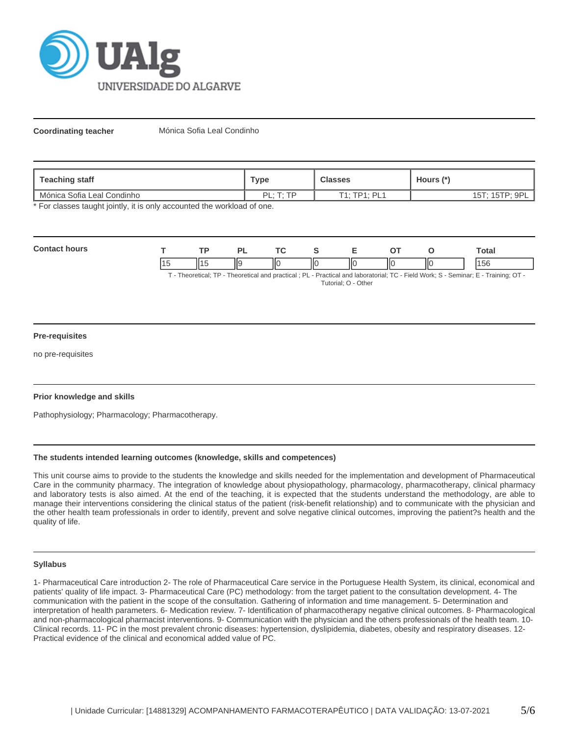**Coordinating teacher** Mónica Sofia Leal Condinho

| Teaching staff | Type | Classes | Hours (*) |
|---|---|---|---|
| Mónica Sofia Leal Condinho | PL; T; TP | T1; TP1; PL1 | 15T; 15TP; 9PL |

\* For classes taught jointly, it is only accounted the workload of one.

**Contact hours**

| T | TP | PL | TC | S | E | OT | O | Total |
|---|---|---|---|---|---|---|---|---|
| 15 | 15 | 9 | 0 | 0 | 0 | 0 | 0 | 156 |

T - Theoretical; TP - Theoretical and practical ; PL - Practical and laboratorial; TC - Field Work; S - Seminar; E - Training; OT - Tutorial; O - Other

#### Pre-requisites

no pre-requisites

#### Prior knowledge and skills

Pathophysiology; Pharmacology; Pharmacotherapy.

#### The students intended learning outcomes (knowledge, skills and competences)

This unit course aims to provide to the students the knowledge and skills needed for the implementation and development of Pharmaceutical Care in the community pharmacy. The integration of knowledge about physiopathology, pharmacology, pharmacotherapy, clinical pharmacy and laboratory tests is also aimed. At the end of the teaching, it is expected that the students understand the methodology, are able to manage their interventions considering the clinical status of the patient (risk-benefit relationship) and to communicate with the physician and the other health team professionals in order to identify, prevent and solve negative clinical outcomes, improving the patient?s health and the quality of life.

#### Syllabus

1- Pharmaceutical Care introduction 2- The role of Pharmaceutical Care service in the Portuguese Health System, its clinical, economical and patients' quality of life impact. 3- Pharmaceutical Care (PC) methodology: from the target patient to the consultation development. 4- The communication with the patient in the scope of the consultation. Gathering of information and time management. 5- Determination and interpretation of health parameters. 6- Medication review. 7- Identification of pharmacotherapy negative clinical outcomes. 8- Pharmacological and non-pharmacological pharmacist interventions. 9- Communication with the physician and the others professionals of the health team. 10- Clinical records. 11- PC in the most prevalent chronic diseases: hypertension, dyslipidemia, diabetes, obesity and respiratory diseases. 12- Practical evidence of the clinical and economical added value of PC.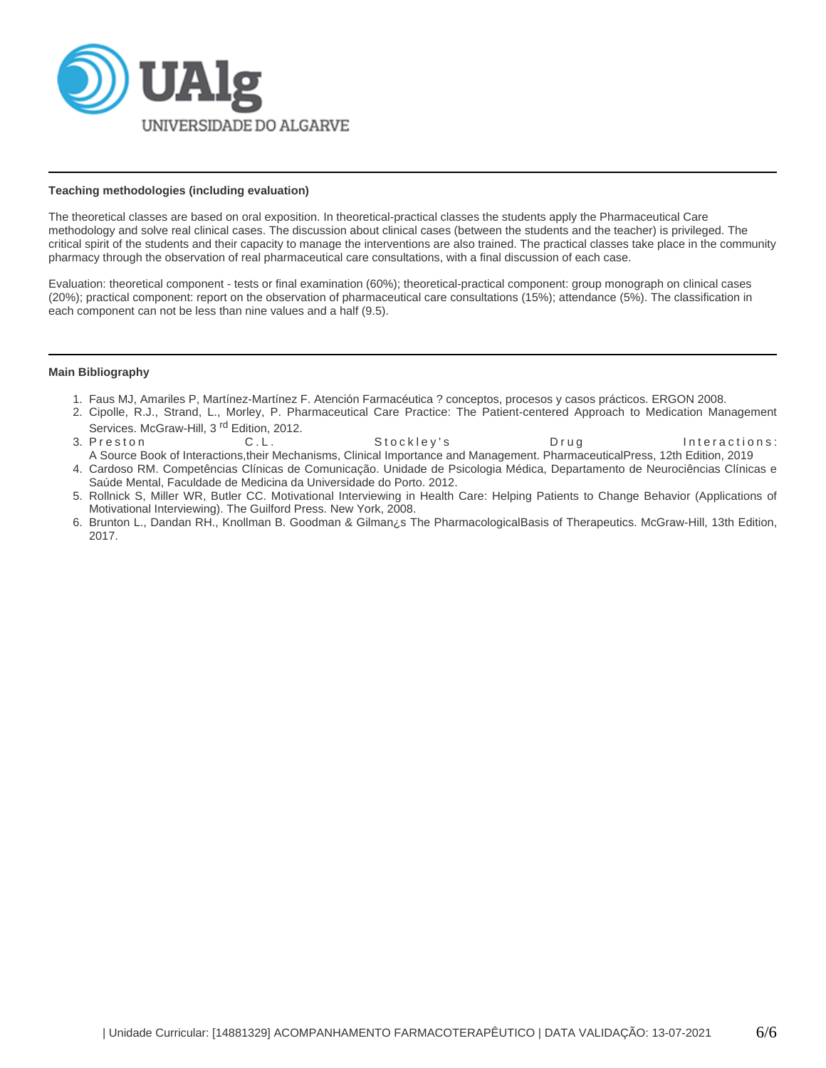**Teaching methodologies (including evaluation)**

The theoretical classes are based on oral exposition. In theoretical-practical classes the students apply the Pharmaceutical Care methodology and solve real clinical cases. The discussion about clinical cases (between the students and the teacher) is privileged. The critical spirit of the students and their capacity to manage the interventions are also trained. The practical classes take place in the community pharmacy through the observation of real pharmaceutical care consultations, with a final discussion of each case.

Evaluation: theoretical component - tests or final examination (60%); theoretical-practical component: group monograph on clinical cases (20%); practical component: report on the observation of pharmaceutical care consultations (15%); attendance (5%). The classification in each component can not be less than nine values and a half (9.5).

**Main Bibliography**

1. Faus MJ, Amariles P, Martínez-Martínez F. Atención Farmacéutica ? conceptos, procesos y casos prácticos. ERGON 2008.
2. Cipolle, R.J., Strand, L., Morley, P. Pharmaceutical Care Practice: The Patient-centered Approach to Medication Management Services. McGraw-Hill, 3 rd Edition, 2012.
3. Preston C.L. Stockley's Drug Interactions: A Source Book of Interactions,their Mechanisms, Clinical Importance and Management. PharmaceuticalPress, 12th Edition, 2019
4. Cardoso RM. Competências Clínicas de Comunicação. Unidade de Psicologia Médica, Departamento de Neurociências Clínicas e Saúde Mental, Faculdade de Medicina da Universidade do Porto. 2012.
5. Rollnick S, Miller WR, Butler CC. Motivational Interviewing in Health Care: Helping Patients to Change Behavior (Applications of Motivational Interviewing). The Guilford Press. New York, 2008.
6. Brunton L., Dandan RH., Knollman B. Goodman & Gilman¿s The PharmacologicalBasis of Therapeutics. McGraw-Hill, 13th Edition, 2017.